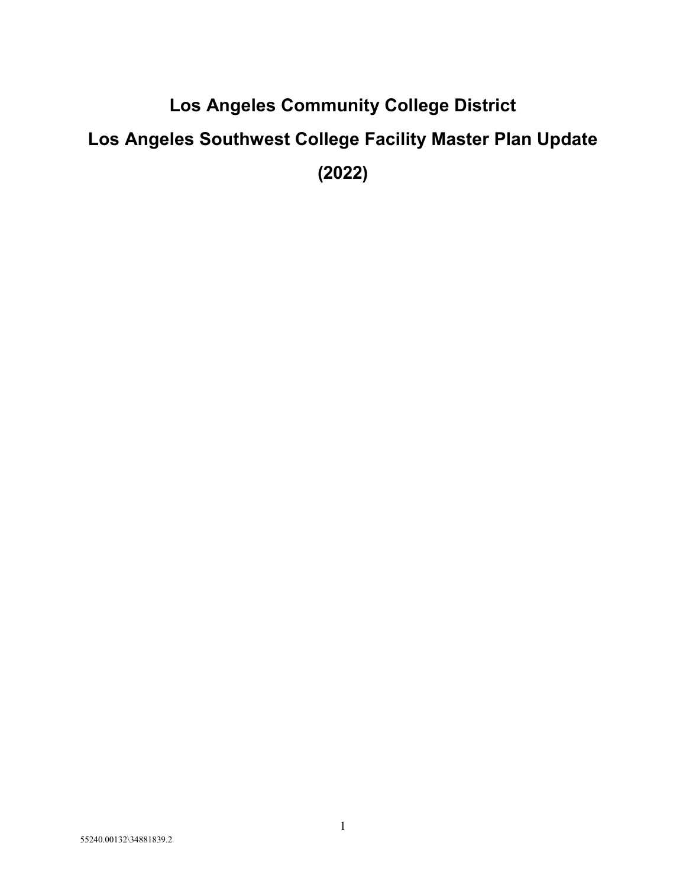# Los Angeles Community College District

# Los Angeles Southwest College Facility Master Plan Update

# (2022)

55240.00132\34881839.2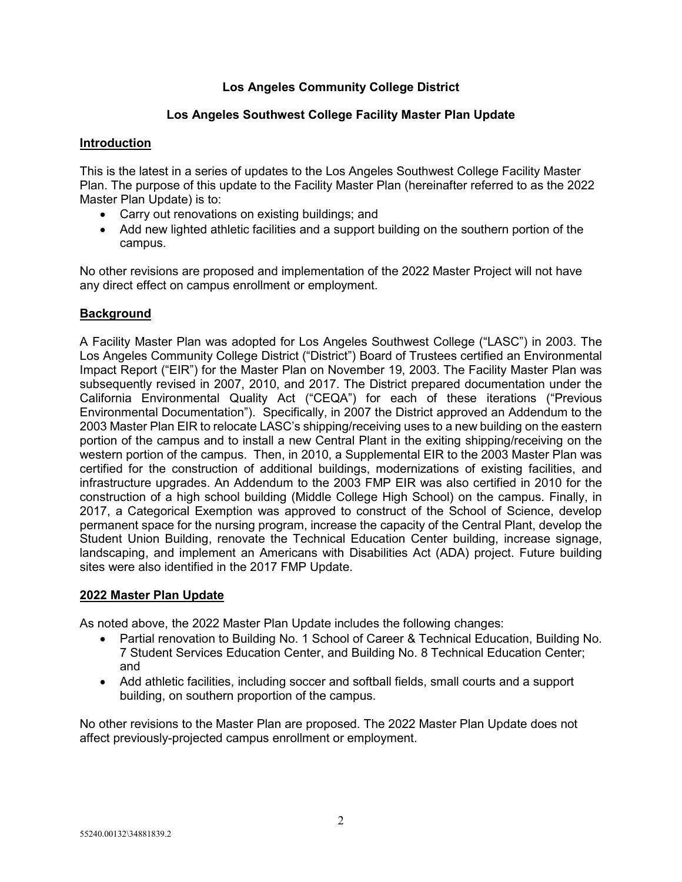**Los Angeles Community College District**

**Los Angeles Southwest College Facility Master Plan Update**

**Introduction**

This is the latest in a series of updates to the Los Angeles Southwest College Facility Master Plan. The purpose of this update to the Facility Master Plan (hereinafter referred to as the 2022 Master Plan Update) is to:

- Carry out renovations on existing buildings; and
- Add new lighted athletic facilities and a support building on the southern portion of the campus.

No other revisions are proposed and implementation of the 2022 Master Project will not have any direct effect on campus enrollment or employment.

**Background**

A Facility Master Plan was adopted for Los Angeles Southwest College ("LASC") in 2003. The Los Angeles Community College District ("District") Board of Trustees certified an Environmental Impact Report ("EIR") for the Master Plan on November 19, 2003. The Facility Master Plan was subsequently revised in 2007, 2010, and 2017. The District prepared documentation under the California Environmental Quality Act ("CEQA") for each of these iterations ("Previous Environmental Documentation"). Specifically, in 2007 the District approved an Addendum to the 2003 Master Plan EIR to relocate LASC's shipping/receiving uses to a new building on the eastern portion of the campus and to install a new Central Plant in the exiting shipping/receiving on the western portion of the campus. Then, in 2010, a Supplemental EIR to the 2003 Master Plan was certified for the construction of additional buildings, modernizations of existing facilities, and infrastructure upgrades. An Addendum to the 2003 FMP EIR was also certified in 2010 for the construction of a high school building (Middle College High School) on the campus. Finally, in 2017, a Categorical Exemption was approved to construct of the School of Science, develop permanent space for the nursing program, increase the capacity of the Central Plant, develop the Student Union Building, renovate the Technical Education Center building, increase signage, landscaping, and implement an Americans with Disabilities Act (ADA) project. Future building sites were also identified in the 2017 FMP Update.

**2022 Master Plan Update**

As noted above, the 2022 Master Plan Update includes the following changes:

- Partial renovation to Building No. 1 School of Career & Technical Education, Building No. 7 Student Services Education Center, and Building No. 8 Technical Education Center; and
- Add athletic facilities, including soccer and softball fields, small courts and a support building, on southern proportion of the campus.

No other revisions to the Master Plan are proposed. The 2022 Master Plan Update does not affect previously-projected campus enrollment or employment.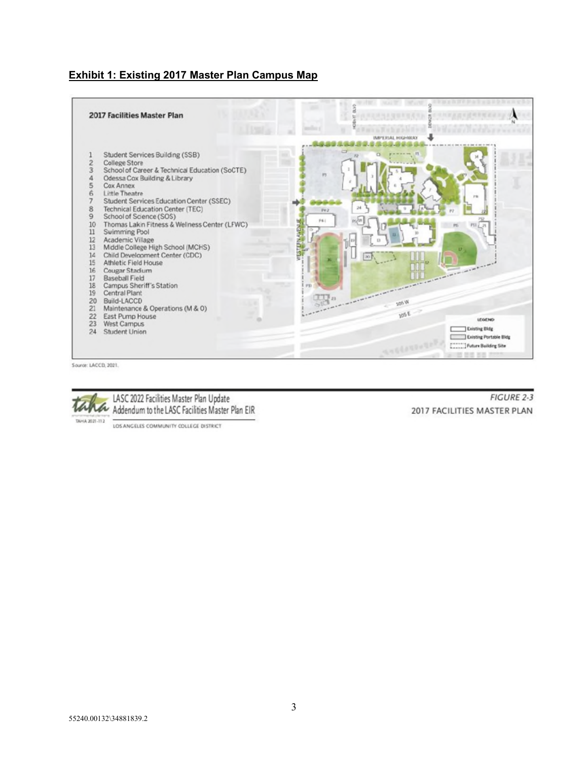**Exhibit 1: Existing 2017 Master Plan Campus Map**

**2017 Facilities Master Plan**

1. Student Services Building (SSB)
2. College Store
3. School of Career & Technical Education (SoCTE)
4. Odessa Cox Building & Library
5. Cox Annex
6. Little Theatre
7. Student Services Education Center (SSEC)
8. Technical Education Center (TEC)
9. School of Science (SOS)
10. Thomas Lakin Fitness & Wellness Center (LFWC)
11. Swimming Pool
12. Academic Village
13. Middle College High School (MCHS)
14. Child Development Center (CDC)
15. Athletic Field House
16. Cougar Stadium
17. Baseball Field
18. Campus Sheriff's Station
19. Central Plant
20. Build-LACCD
21. Maintenance & Operations (M & O)
22. East Pump House
23. West Campus
24. Student Union

LEGEND: Existing Bldg; Existing Portable Bldg; Future Building Site

Source: LACCD, 2021.

LASC 2022 Facilities Master Plan Update
Addendum to the LASC Facilities Master Plan EIR
TAHA 2021-112
LOS ANGELES COMMUNITY COLLEGE DISTRICT

FIGURE 2-3
2017 FACILITIES MASTER PLAN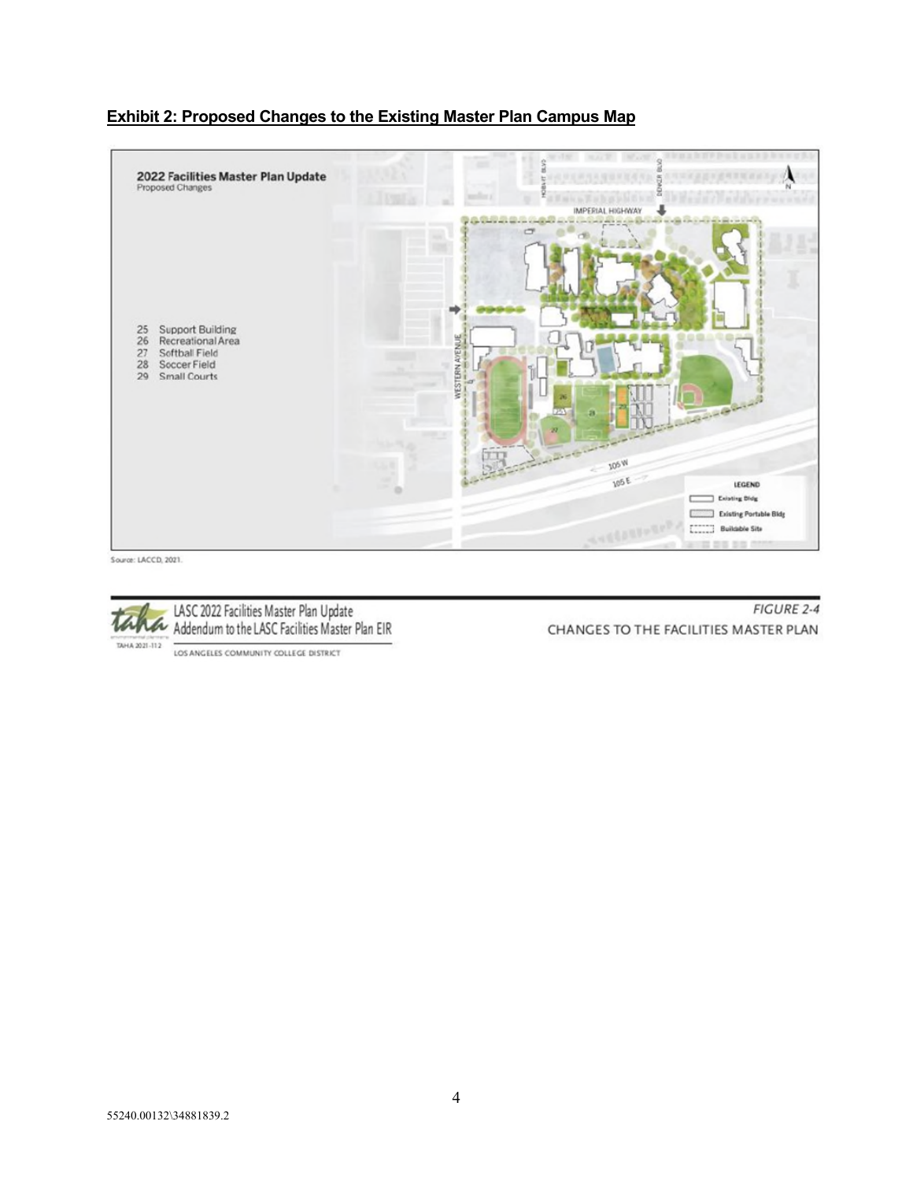**Exhibit 2: Proposed Changes to the Existing Master Plan Campus Map**

2022 Facilities Master Plan Update
Proposed Changes

25 Support Building
26 Recreational Area
27 Softball Field
28 Soccer Field
29 Small Courts

IMPERIAL HIGHWAY

WESTERN AVENUE

HOBART BLVD

DENKER BLVD

105 W

105 E

LEGEND
Existing Bldg
Existing Portable Bldg
Buildable Site

Source: LACCD, 2021.

LASC 2022 Facilities Master Plan Update
Addendum to the LASC Facilities Master Plan EIR

TAHA 2021-112

LOS ANGELES COMMUNITY COLLEGE DISTRICT

FIGURE 2-4
CHANGES TO THE FACILITIES MASTER PLAN

55240.00132\34881839.2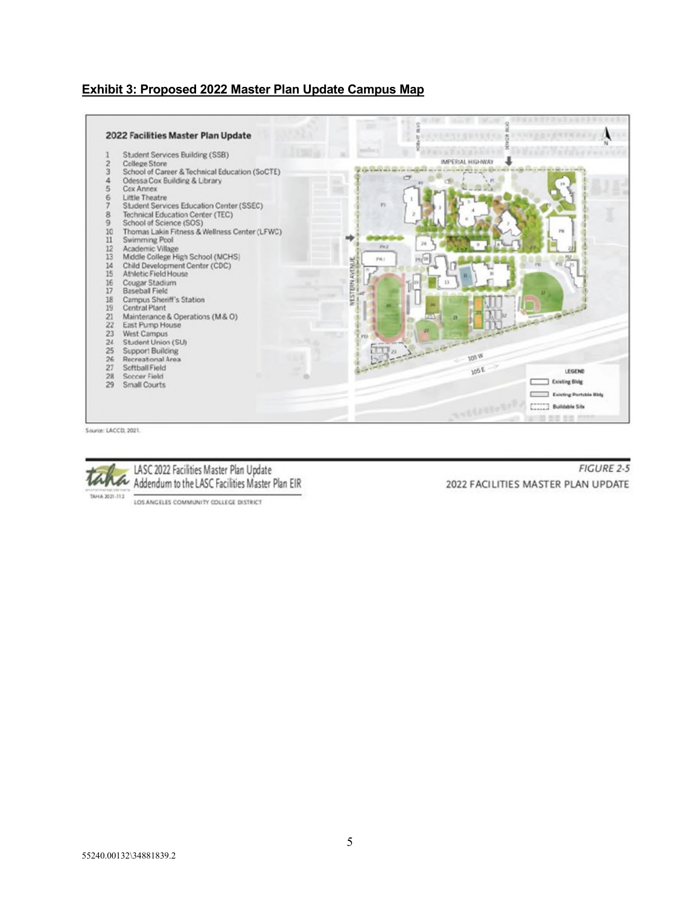**Exhibit 3: Proposed 2022 Master Plan Update Campus Map**

2022 Facilities Master Plan Update

1. Student Services Building (SSB)
2. College Store
3. School of Career & Technical Education (SoCTE)
4. Odessa Cox Building & Library
5. Cox Annex
6. Little Theatre
7. Student Services Education Center (SSEC)
8. Technical Education Center (TEC)
9. School of Science (SOS)
10. Thomas Lakin Fitness & Wellness Center (LFWC)
11. Swimming Pool
12. Academic Village
13. Middle College High School (MCHS)
14. Child Development Center (CDC)
15. Athletic Field House
16. Cougar Stadium
17. Baseball Field
18. Campus Sheriff's Station
19. Central Plant
21. Maintenance & Operations (M & O)
22. East Pump House
23. West Campus
24. Student Union (SU)
25. Support Building
26. Recreational Area
27. Softball Field
28. Soccer Field
29. Small Courts

LEGEND
- Existing Bldg
- Existing Portable Bldg
- Buildable Site

Source: LACCD, 2021.

LASC 2022 Facilities Master Plan Update
Addendum to the LASC Facilities Master Plan EIR

TAHA 2021-112

LOS ANGELES COMMUNITY COLLEGE DISTRICT

FIGURE 2-5
2022 FACILITIES MASTER PLAN UPDATE

55240.00132\34881839.2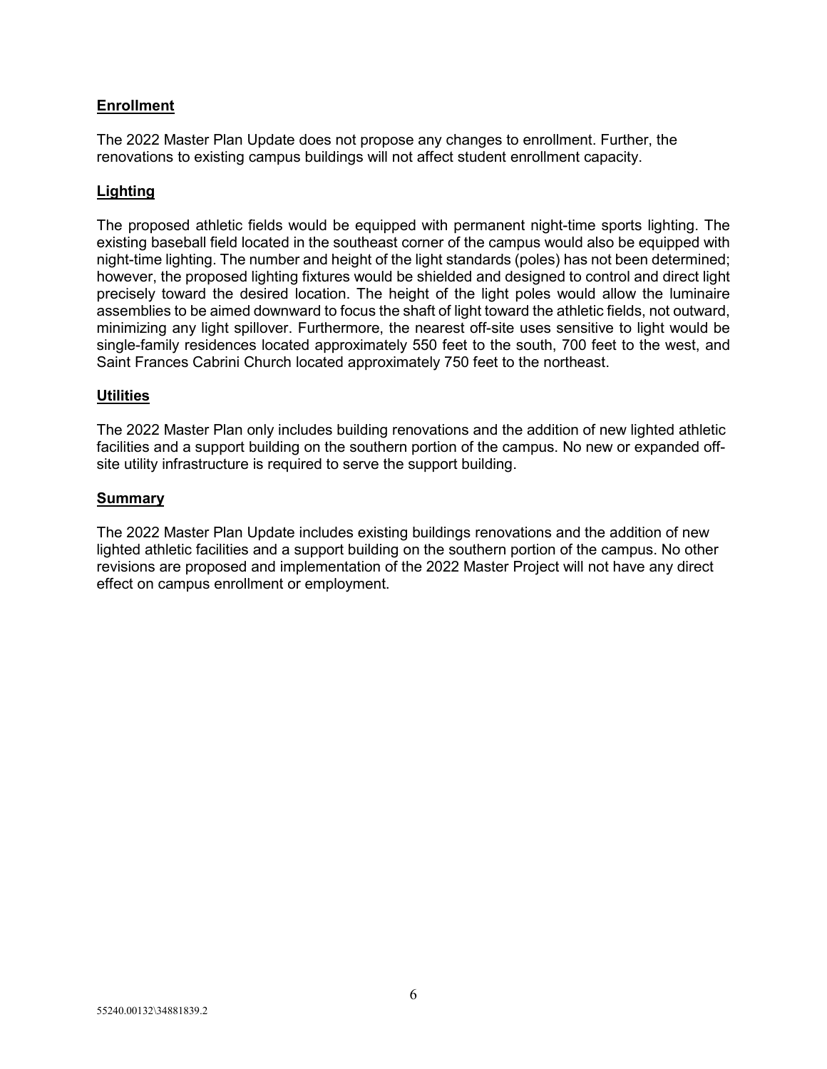**Enrollment**

The 2022 Master Plan Update does not propose any changes to enrollment. Further, the renovations to existing campus buildings will not affect student enrollment capacity.

**Lighting**

The proposed athletic fields would be equipped with permanent night-time sports lighting. The existing baseball field located in the southeast corner of the campus would also be equipped with night-time lighting. The number and height of the light standards (poles) has not been determined; however, the proposed lighting fixtures would be shielded and designed to control and direct light precisely toward the desired location. The height of the light poles would allow the luminaire assemblies to be aimed downward to focus the shaft of light toward the athletic fields, not outward, minimizing any light spillover. Furthermore, the nearest off-site uses sensitive to light would be single-family residences located approximately 550 feet to the south, 700 feet to the west, and Saint Frances Cabrini Church located approximately 750 feet to the northeast.

**Utilities**

The 2022 Master Plan only includes building renovations and the addition of new lighted athletic facilities and a support building on the southern portion of the campus. No new or expanded off-site utility infrastructure is required to serve the support building.

**Summary**

The 2022 Master Plan Update includes existing buildings renovations and the addition of new lighted athletic facilities and a support building on the southern portion of the campus. No other revisions are proposed and implementation of the 2022 Master Project will not have any direct effect on campus enrollment or employment.

55240.00132\34881839.2